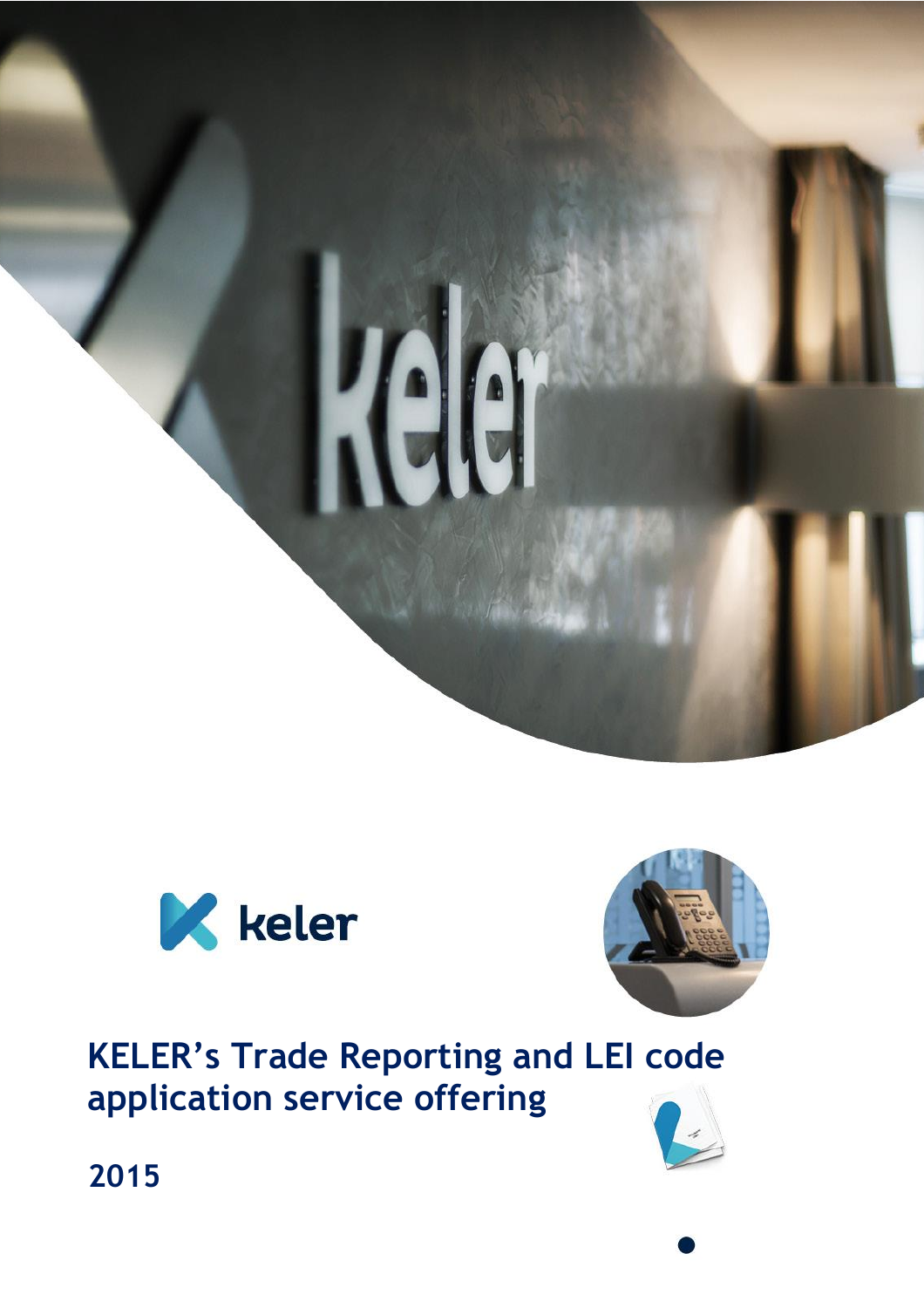# KELER's Trade Reporting and LEI code application service offering

2015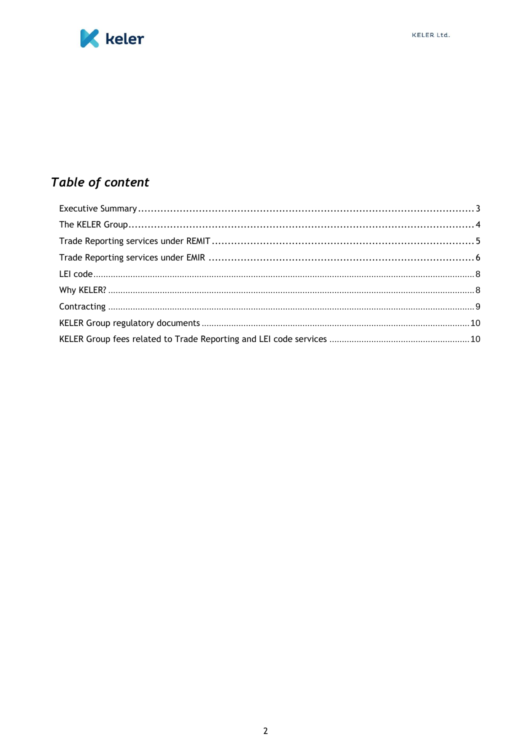## *Table of content*

Executive Summary ........................................................ 3
The KELER Group ........................................................ 4
Trade Reporting services under REMIT ........................................................ 5
Trade Reporting services under EMIR ........................................................ 6
LEI code ........................................................ 8
Why KELER? ........................................................ 8
Contracting ........................................................ 9
KELER Group regulatory documents ........................................................ 10
KELER Group fees related to Trade Reporting and LEI code services ........................................................ 10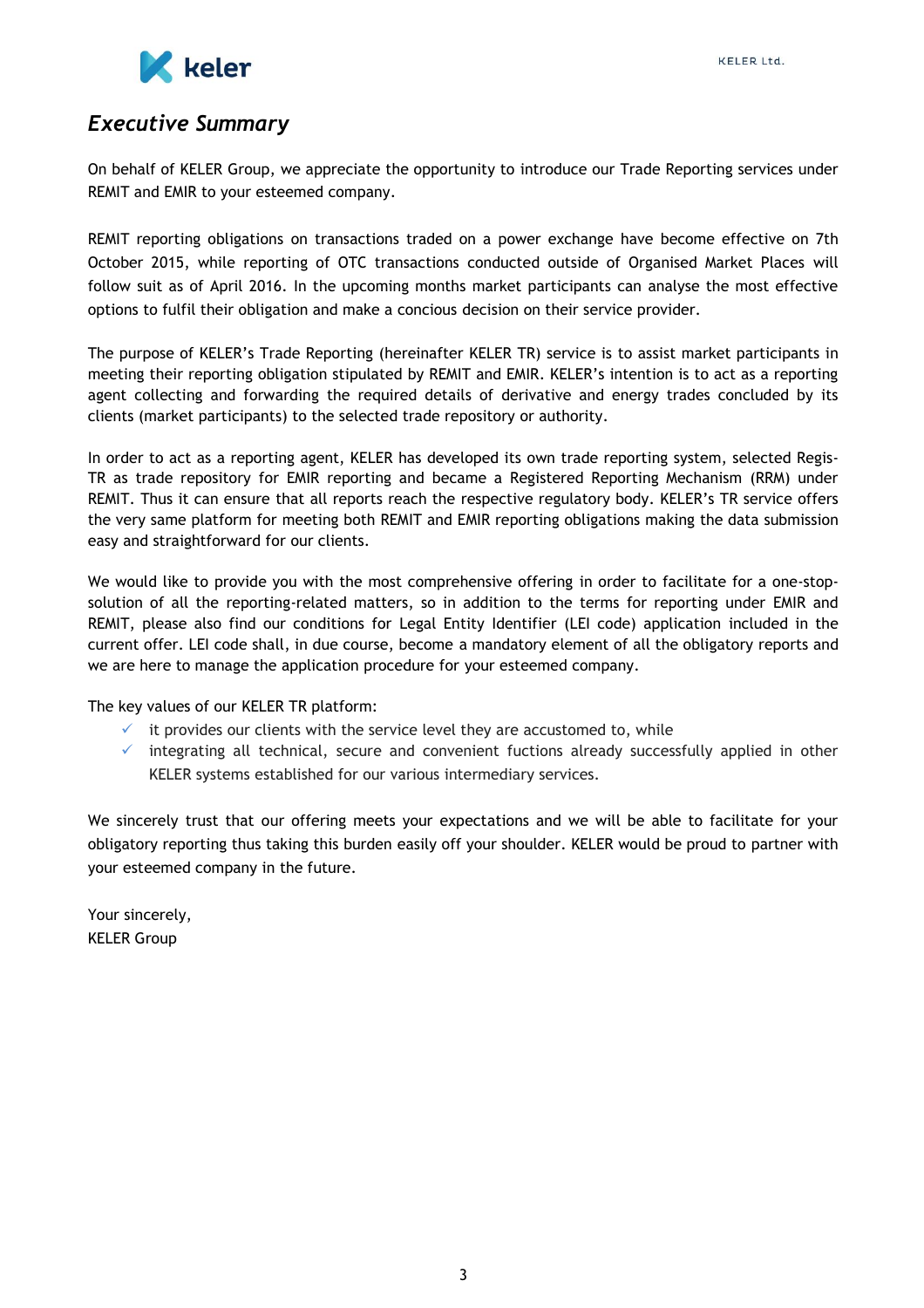# *Executive Summary*

On behalf of KELER Group, we appreciate the opportunity to introduce our Trade Reporting services under REMIT and EMIR to your esteemed company.

REMIT reporting obligations on transactions traded on a power exchange have become effective on 7th October 2015, while reporting of OTC transactions conducted outside of Organised Market Places will follow suit as of April 2016. In the upcoming months market participants can analyse the most effective options to fulfil their obligation and make a concious decision on their service provider.

The purpose of KELER's Trade Reporting (hereinafter KELER TR) service is to assist market participants in meeting their reporting obligation stipulated by REMIT and EMIR. KELER's intention is to act as a reporting agent collecting and forwarding the required details of derivative and energy trades concluded by its clients (market participants) to the selected trade repository or authority.

In order to act as a reporting agent, KELER has developed its own trade reporting system, selected Regis-TR as trade repository for EMIR reporting and became a Registered Reporting Mechanism (RRM) under REMIT. Thus it can ensure that all reports reach the respective regulatory body. KELER's TR service offers the very same platform for meeting both REMIT and EMIR reporting obligations making the data submission easy and straightforward for our clients.

We would like to provide you with the most comprehensive offering in order to facilitate for a one-stop-solution of all the reporting-related matters, so in addition to the terms for reporting under EMIR and REMIT, please also find our conditions for Legal Entity Identifier (LEI code) application included in the current offer. LEI code shall, in due course, become a mandatory element of all the obligatory reports and we are here to manage the application procedure for your esteemed company.

The key values of our KELER TR platform:

- ✓ it provides our clients with the service level they are accustomed to, while
- ✓ integrating all technical, secure and convenient fuctions already successfully applied in other KELER systems established for our various intermediary services.

We sincerely trust that our offering meets your expectations and we will be able to facilitate for your obligatory reporting thus taking this burden easily off your shoulder. KELER would be proud to partner with your esteemed company in the future.

Your sincerely,
KELER Group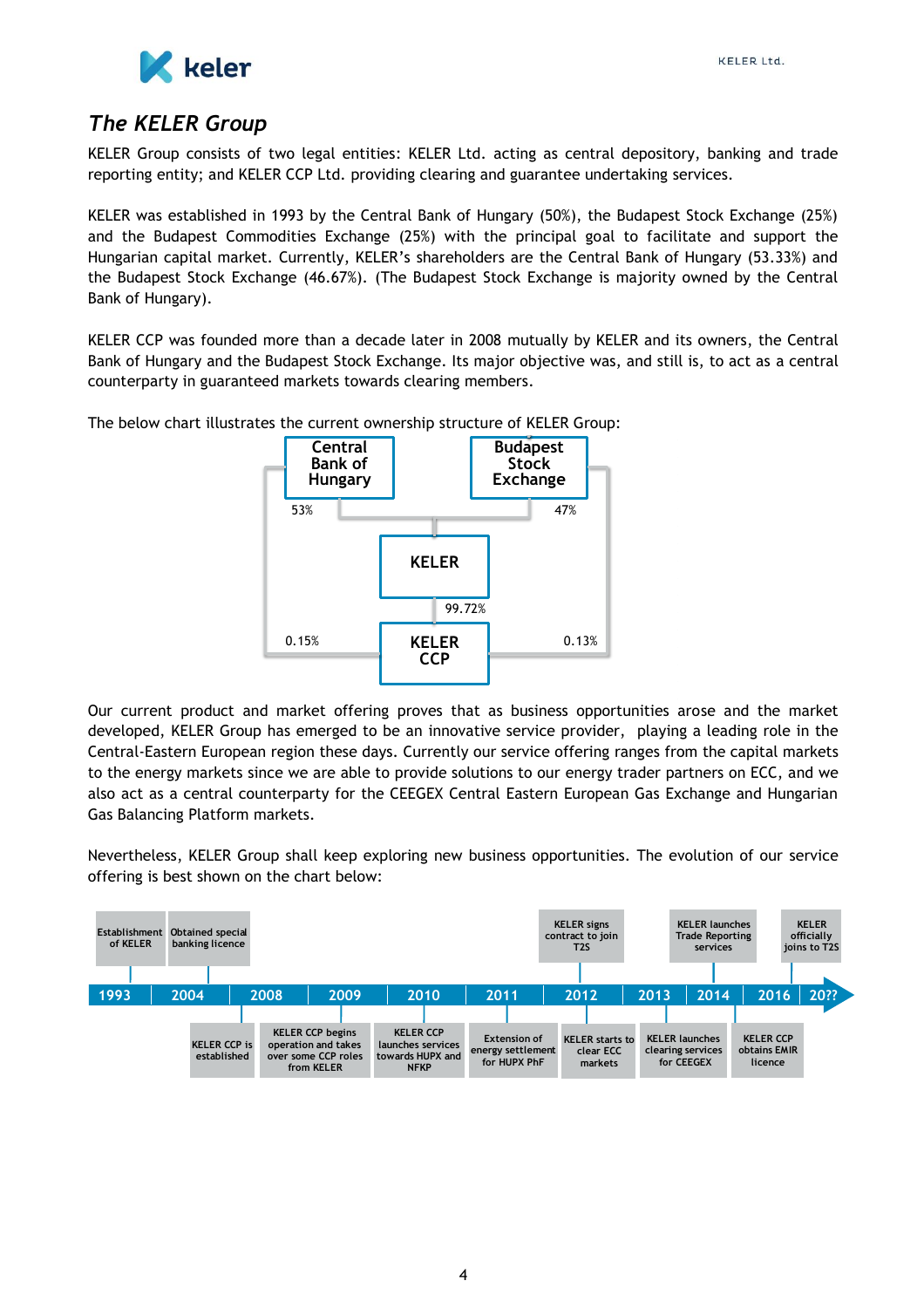## *The KELER Group*

KELER Group consists of two legal entities: KELER Ltd. acting as central depository, banking and trade reporting entity; and KELER CCP Ltd. providing clearing and guarantee undertaking services.

KELER was established in 1993 by the Central Bank of Hungary (50%), the Budapest Stock Exchange (25%) and the Budapest Commodities Exchange (25%) with the principal goal to facilitate and support the Hungarian capital market. Currently, KELER's shareholders are the Central Bank of Hungary (53.33%) and the Budapest Stock Exchange (46.67%). (The Budapest Stock Exchange is majority owned by the Central Bank of Hungary).

KELER CCP was founded more than a decade later in 2008 mutually by KELER and its owners, the Central Bank of Hungary and the Budapest Stock Exchange. Its major objective was, and still is, to act as a central counterparty in guaranteed markets towards clearing members.

The below chart illustrates the current ownership structure of KELER Group:

Central Bank of Hungary — 53% → KELER; 0.15% → KELER CCP

Budapest Stock Exchange — 47% → KELER; 0.13% → KELER CCP

KELER — 99.72% → KELER CCP

Our current product and market offering proves that as business opportunities arose and the market developed, KELER Group has emerged to be an innovative service provider, playing a leading role in the Central-Eastern European region these days. Currently our service offering ranges from the capital markets to the energy markets since we are able to provide solutions to our energy trader partners on ECC, and we also act as a central counterparty for the CEEGEX Central Eastern European Gas Exchange and Hungarian Gas Balancing Platform markets.

Nevertheless, KELER Group shall keep exploring new business opportunities. The evolution of our service offering is best shown on the chart below:

| Year | Milestone |
|---|---|
| 1993 | Establishment of KELER |
| 2004 | Obtained special banking licence |
| 2008 | KELER CCP is established |
| 2009 | KELER CCP begins operation and takes over some CCP roles from KELER |
| 2010 | KELER CCP launches services towards HUPX and NFKP |
| 2011 | Extension of energy settlement for HUPX PhF |
| 2012 | KELER signs contract to join T2S |
| 2012 | KELER starts to clear ECC markets |
| 2013 | KELER launches clearing services for CEEGEX |
| 2014 | KELER launches Trade Reporting services |
| 2014 | KELER CCP obtains EMIR licence |
| 2016 | KELER officially joins to T2S |
| 20?? | |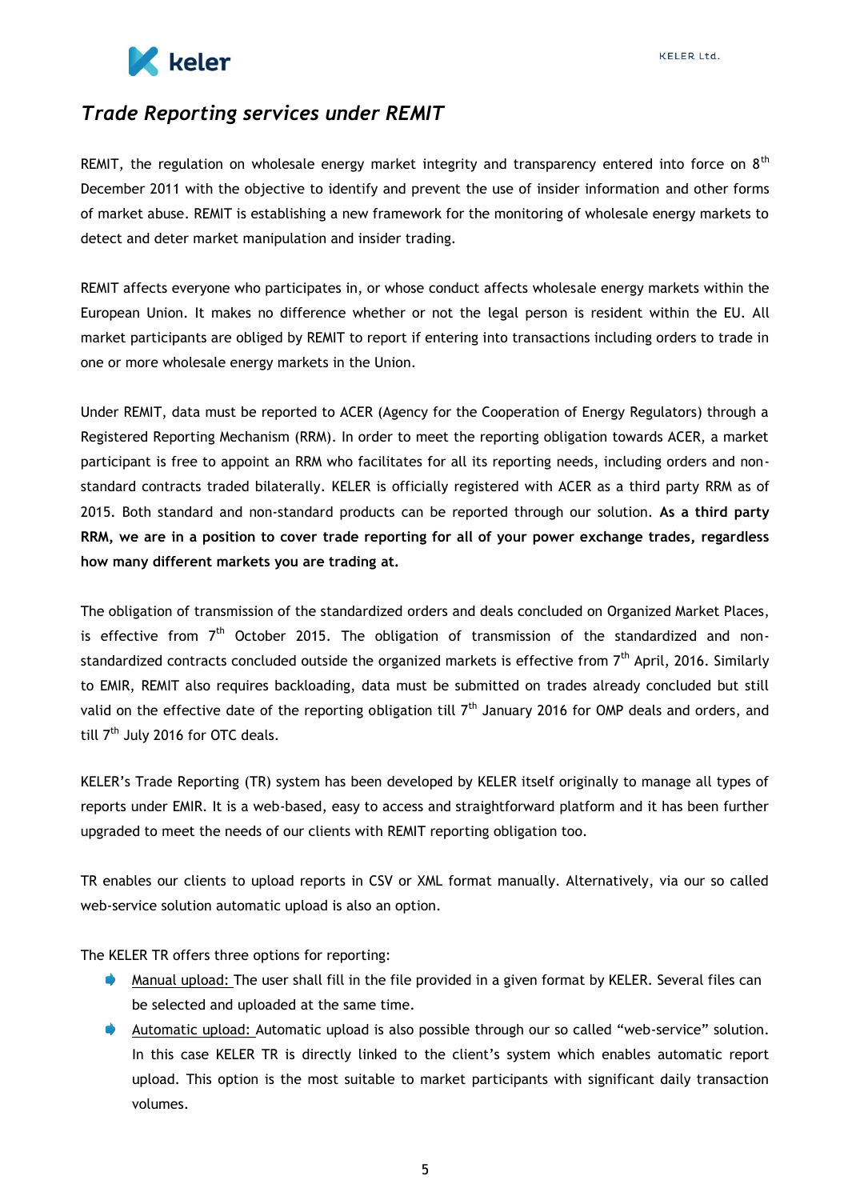## *Trade Reporting services under REMIT*

REMIT, the regulation on wholesale energy market integrity and transparency entered into force on 8th December 2011 with the objective to identify and prevent the use of insider information and other forms of market abuse. REMIT is establishing a new framework for the monitoring of wholesale energy markets to detect and deter market manipulation and insider trading.

REMIT affects everyone who participates in, or whose conduct affects wholesale energy markets within the European Union. It makes no difference whether or not the legal person is resident within the EU. All market participants are obliged by REMIT to report if entering into transactions including orders to trade in one or more wholesale energy markets in the Union.

Under REMIT, data must be reported to ACER (Agency for the Cooperation of Energy Regulators) through a Registered Reporting Mechanism (RRM). In order to meet the reporting obligation towards ACER, a market participant is free to appoint an RRM who facilitates for all its reporting needs, including orders and non-standard contracts traded bilaterally. KELER is officially registered with ACER as a third party RRM as of 2015. Both standard and non-standard products can be reported through our solution. **As a third party RRM, we are in a position to cover trade reporting for all of your power exchange trades, regardless how many different markets you are trading at.**

The obligation of transmission of the standardized orders and deals concluded on Organized Market Places, is effective from 7th October 2015. The obligation of transmission of the standardized and non-standardized contracts concluded outside the organized markets is effective from 7th April, 2016. Similarly to EMIR, REMIT also requires backloading, data must be submitted on trades already concluded but still valid on the effective date of the reporting obligation till 7th January 2016 for OMP deals and orders, and till 7th July 2016 for OTC deals.

KELER's Trade Reporting (TR) system has been developed by KELER itself originally to manage all types of reports under EMIR. It is a web-based, easy to access and straightforward platform and it has been further upgraded to meet the needs of our clients with REMIT reporting obligation too.

TR enables our clients to upload reports in CSV or XML format manually. Alternatively, via our so called web-service solution automatic upload is also an option.

The KELER TR offers three options for reporting:

- Manual upload: The user shall fill in the file provided in a given format by KELER. Several files can be selected and uploaded at the same time.
- Automatic upload: Automatic upload is also possible through our so called "web-service" solution. In this case KELER TR is directly linked to the client's system which enables automatic report upload. This option is the most suitable to market participants with significant daily transaction volumes.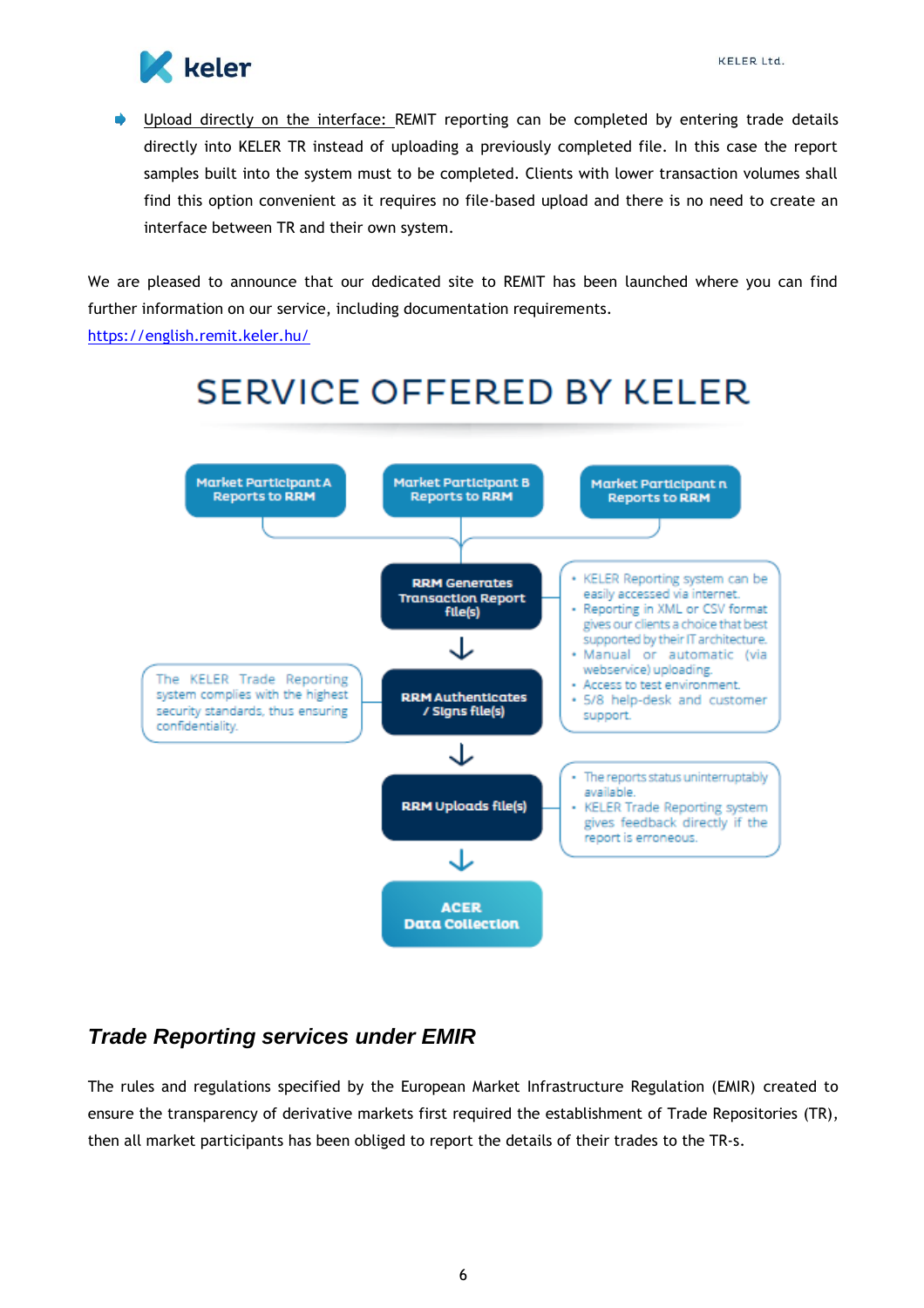- Upload directly on the interface: REMIT reporting can be completed by entering trade details directly into KELER TR instead of uploading a previously completed file. In this case the report samples built into the system must to be completed. Clients with lower transaction volumes shall find this option convenient as it requires no file-based upload and there is no need to create an interface between TR and their own system.

We are pleased to announce that our dedicated site to REMIT has been launched where you can find further information on our service, including documentation requirements.
https://english.remit.keler.hu/

## SERVICE OFFERED BY KELER

Market Participant A Reports to RRM

Market Participant B Reports to RRM

Market Participant n Reports to RRM

RRM Generates Transaction Report file(s)

- KELER Reporting system can be easily accessed via internet.
- Reporting in XML or CSV format gives our clients a choice that best supported by their IT architecture.
- Manual or automatic (via webservice) uploading.
- Access to test environment.
- 5/8 help-desk and customer support.

RRM Authenticates / Signs file(s)

The KELER Trade Reporting system complies with the highest security standards, thus ensuring confidentiality.

RRM Uploads file(s)

- The reports status uninterruptably available.
- KELER Trade Reporting system gives feedback directly if the report is erroneous.

ACER Data Collection

## *Trade Reporting services under EMIR*

The rules and regulations specified by the European Market Infrastructure Regulation (EMIR) created to ensure the transparency of derivative markets first required the establishment of Trade Repositories (TR), then all market participants has been obliged to report the details of their trades to the TR-s.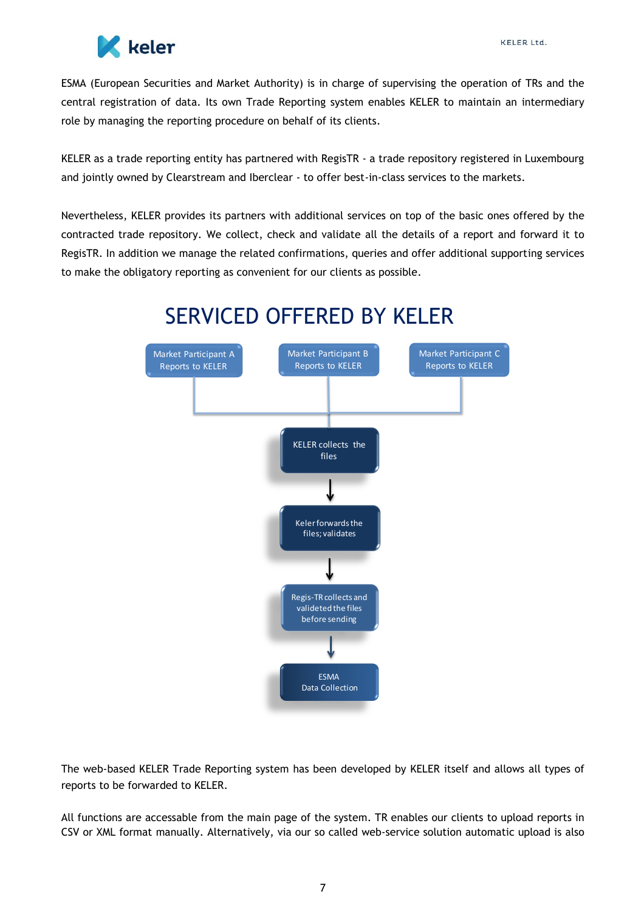ESMA (European Securities and Market Authority) is in charge of supervising the operation of TRs and the central registration of data. Its own Trade Reporting system enables KELER to maintain an intermediary role by managing the reporting procedure on behalf of its clients.

KELER as a trade reporting entity has partnered with RegisTR - a trade repository registered in Luxembourg and jointly owned by Clearstream and Iberclear - to offer best-in-class services to the markets.

Nevertheless, KELER provides its partners with additional services on top of the basic ones offered by the contracted trade repository. We collect, check and validate all the details of a report and forward it to RegisTR. In addition we manage the related confirmations, queries and offer additional supporting services to make the obligatory reporting as convenient for our clients as possible.

## SERVICED OFFERED BY KELER

Market Participant A Reports to KELER

Market Participant B Reports to KELER

Market Participant C Reports to KELER

KELER collects the files

Keler forwards the files; validates

Regis-TR collects and valideted the files before sending

ESMA Data Collection

The web-based KELER Trade Reporting system has been developed by KELER itself and allows all types of reports to be forwarded to KELER.

All functions are accessable from the main page of the system. TR enables our clients to upload reports in CSV or XML format manually. Alternatively, via our so called web-service solution automatic upload is also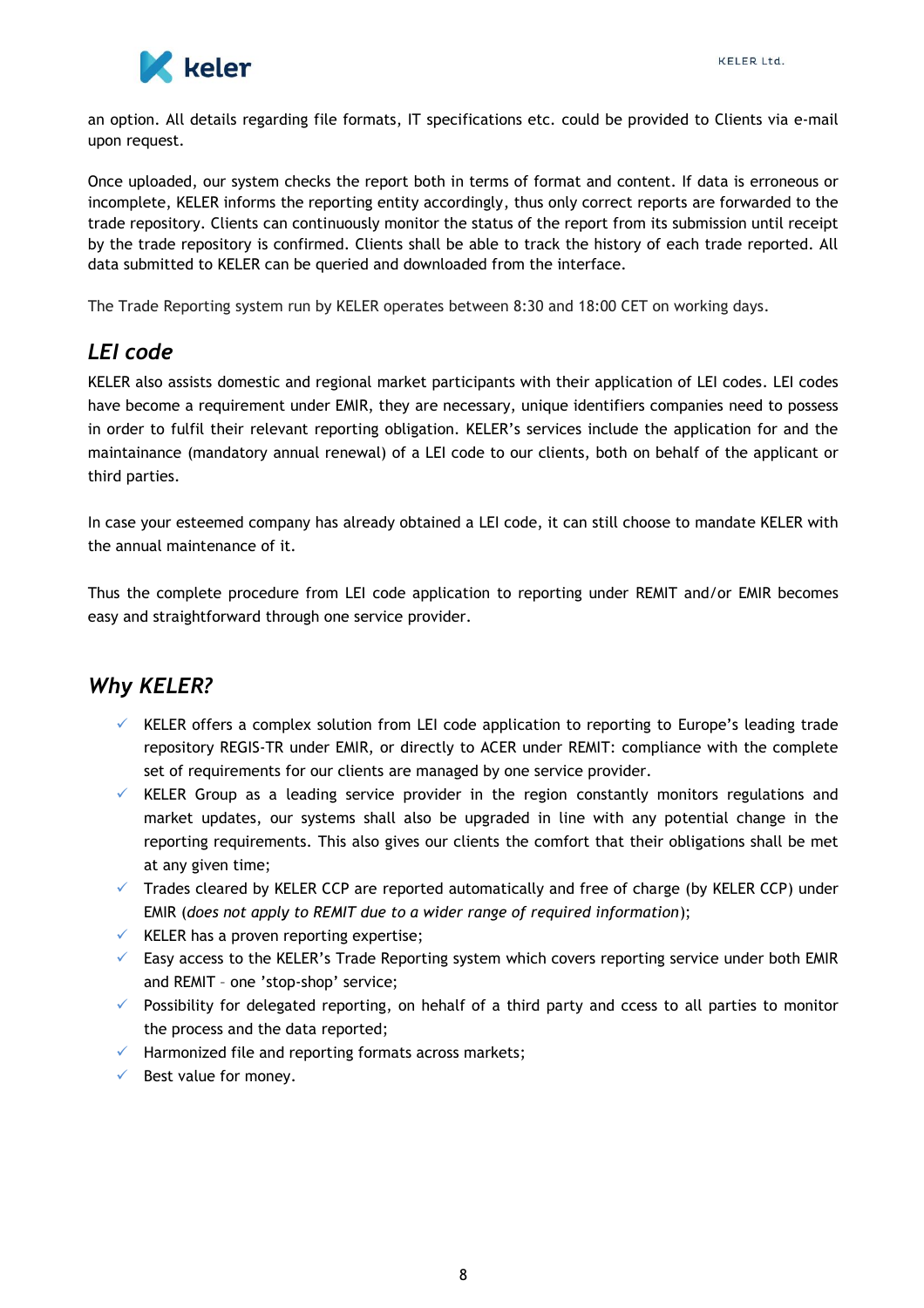an option. All details regarding file formats, IT specifications etc. could be provided to Clients via e-mail upon request.

Once uploaded, our system checks the report both in terms of format and content. If data is erroneous or incomplete, KELER informs the reporting entity accordingly, thus only correct reports are forwarded to the trade repository. Clients can continuously monitor the status of the report from its submission until receipt by the trade repository is confirmed. Clients shall be able to track the history of each trade reported. All data submitted to KELER can be queried and downloaded from the interface.

The Trade Reporting system run by KELER operates between 8:30 and 18:00 CET on working days.

## *LEI code*

KELER also assists domestic and regional market participants with their application of LEI codes. LEI codes have become a requirement under EMIR, they are necessary, unique identifiers companies need to possess in order to fulfil their relevant reporting obligation. KELER's services include the application for and the maintainance (mandatory annual renewal) of a LEI code to our clients, both on behalf of the applicant or third parties.

In case your esteemed company has already obtained a LEI code, it can still choose to mandate KELER with the annual maintenance of it.

Thus the complete procedure from LEI code application to reporting under REMIT and/or EMIR becomes easy and straightforward through one service provider.

## *Why KELER?*

- ✓ KELER offers a complex solution from LEI code application to reporting to Europe's leading trade repository REGIS-TR under EMIR, or directly to ACER under REMIT: compliance with the complete set of requirements for our clients are managed by one service provider.
- ✓ KELER Group as a leading service provider in the region constantly monitors regulations and market updates, our systems shall also be upgraded in line with any potential change in the reporting requirements. This also gives our clients the comfort that their obligations shall be met at any given time;
- ✓ Trades cleared by KELER CCP are reported automatically and free of charge (by KELER CCP) under EMIR (*does not apply to REMIT due to a wider range of required information*);
- ✓ KELER has a proven reporting expertise;
- ✓ Easy access to the KELER's Trade Reporting system which covers reporting service under both EMIR and REMIT – one 'stop-shop' service;
- ✓ Possibility for delegated reporting, on hehalf of a third party and ccess to all parties to monitor the process and the data reported;
- ✓ Harmonized file and reporting formats across markets;
- ✓ Best value for money.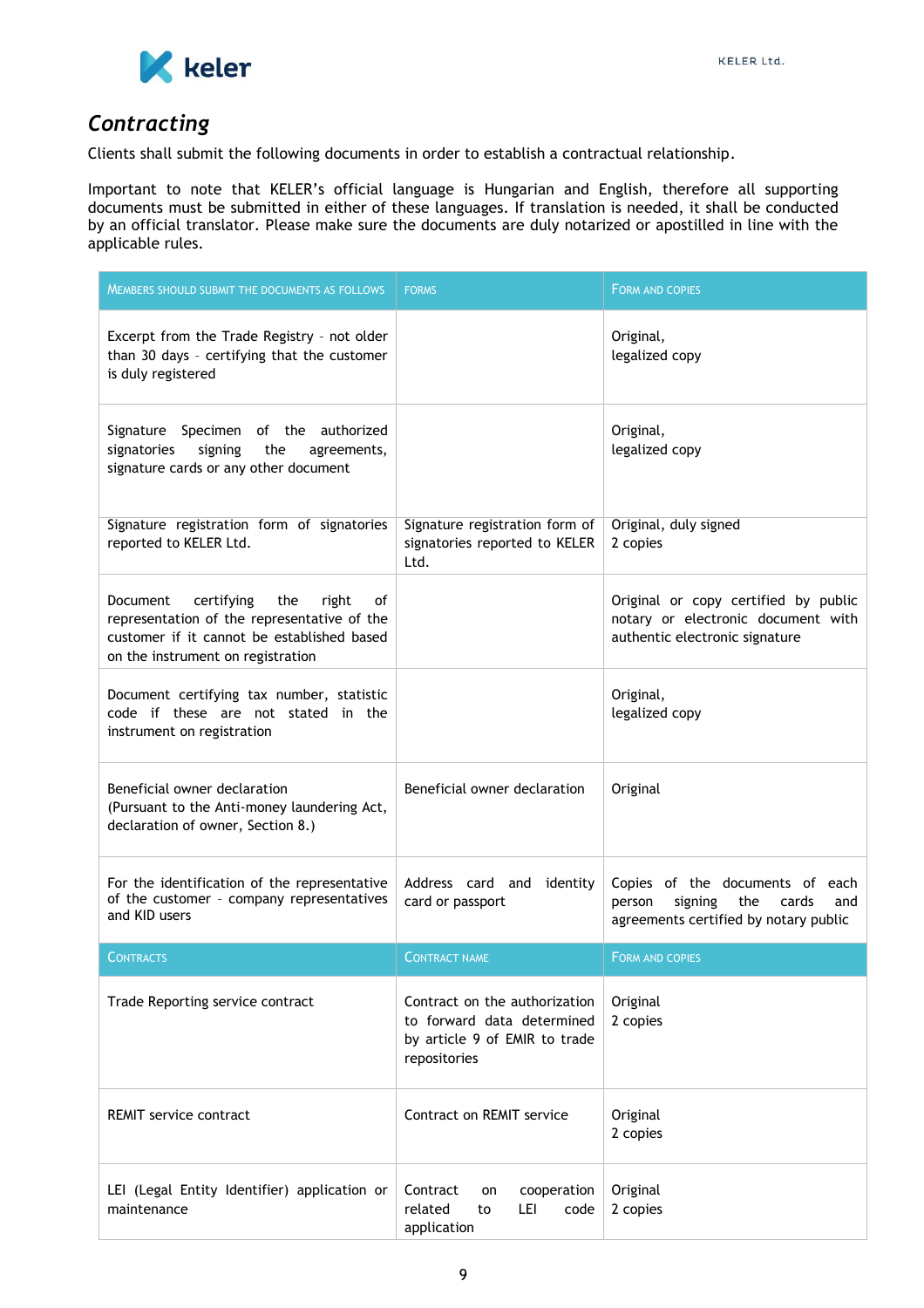## *Contracting*

Clients shall submit the following documents in order to establish a contractual relationship.

Important to note that KELER's official language is Hungarian and English, therefore all supporting documents must be submitted in either of these languages. If translation is needed, it shall be conducted by an official translator. Please make sure the documents are duly notarized or apostilled in line with the applicable rules.

| Members should submit the documents as follows | Forms | Form and copies |
|---|---|---|
| Excerpt from the Trade Registry - not older than 30 days - certifying that the customer is duly registered | | Original, legalized copy |
| Signature Specimen of the authorized signatories signing the agreements, signature cards or any other document | | Original, legalized copy |
| Signature registration form of signatories reported to KELER Ltd. | Signature registration form of signatories reported to KELER Ltd. | Original, duly signed 2 copies |
| Document certifying the right of representation of the representative of the customer if it cannot be established based on the instrument on registration | | Original or copy certified by public notary or electronic document with authentic electronic signature |
| Document certifying tax number, statistic code if these are not stated in the instrument on registration | | Original, legalized copy |
| Beneficial owner declaration (Pursuant to the Anti-money laundering Act, declaration of owner, Section 8.) | Beneficial owner declaration | Original |
| For the identification of the representative of the customer - company representatives and KID users | Address card and identity card or passport | Copies of the documents of each person signing the cards and agreements certified by notary public |
| **Contracts** | **Contract name** | **Form and copies** |
| Trade Reporting service contract | Contract on the authorization to forward data determined by article 9 of EMIR to trade repositories | Original 2 copies |
| REMIT service contract | Contract on REMIT service | Original 2 copies |
| LEI (Legal Entity Identifier) application or maintenance | Contract on cooperation related to LEI code application | Original 2 copies |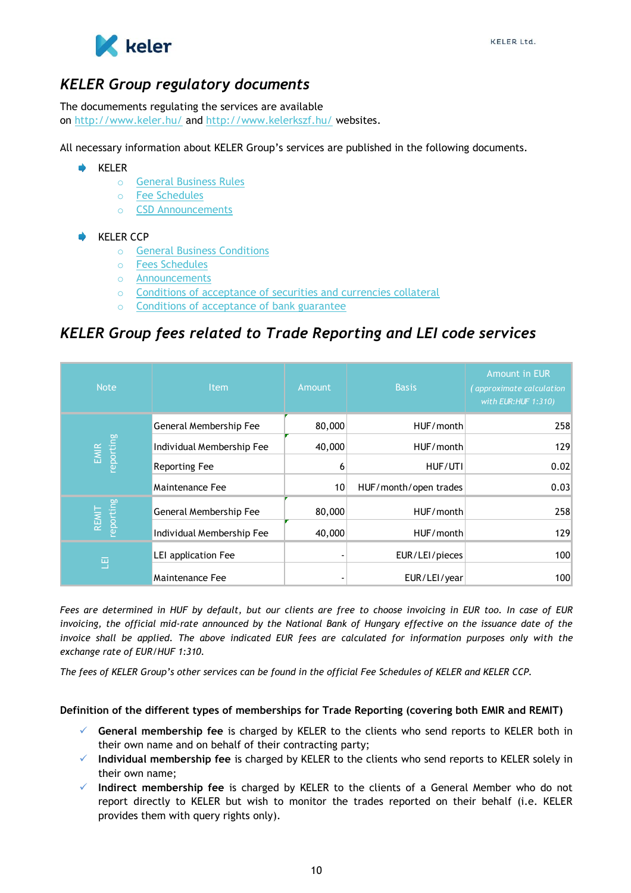## *KELER Group regulatory documents*

The documements regulating the services are available on http://www.keler.hu/ and http://www.kelerkszf.hu/ websites.

All necessary information about KELER Group's services are published in the following documents.

- KELER
  - General Business Rules
  - Fee Schedules
  - CSD Announcements

- KELER CCP
  - General Business Conditions
  - Fees Schedules
  - Announcements
  - Conditions of acceptance of securities and currencies collateral
  - Conditions of acceptance of bank guarantee

## *KELER Group fees related to Trade Reporting and LEI code services*

| Note | Item | Amount | Basis | Amount in EUR *(approximate calculation with EUR:HUF 1:310)* |
|---|---|---|---|---|
| EMIR reporting | General Membership Fee | 80,000 | HUF/month | 258 |
| | Individual Membership Fee | 40,000 | HUF/month | 129 |
| | Reporting Fee | 6 | HUF/UTI | 0.02 |
| | Maintenance Fee | 10 | HUF/month/open trades | 0.03 |
| REMIT reporting | General Membership Fee | 80,000 | HUF/month | 258 |
| | Individual Membership Fee | 40,000 | HUF/month | 129 |
| LEI | LEI application Fee | - | EUR/LEI/pieces | 100 |
| | Maintenance Fee | - | EUR/LEI/year | 100 |

*Fees are determined in HUF by default, but our clients are free to choose invoicing in EUR too. In case of EUR invoicing, the official mid-rate announced by the National Bank of Hungary effective on the issuance date of the invoice shall be applied. The above indicated EUR fees are calculated for information purposes only with the exchange rate of EUR/HUF 1:310.*

*The fees of KELER Group's other services can be found in the official Fee Schedules of KELER and KELER CCP.*

**Definition of the different types of memberships for Trade Reporting (covering both EMIR and REMIT)**

- ✓ **General membership fee** is charged by KELER to the clients who send reports to KELER both in their own name and on behalf of their contracting party;
- ✓ **Individual membership fee** is charged by KELER to the clients who send reports to KELER solely in their own name;
- ✓ **Indirect membership fee** is charged by KELER to the clients of a General Member who do not report directly to KELER but wish to monitor the trades reported on their behalf (i.e. KELER provides them with query rights only).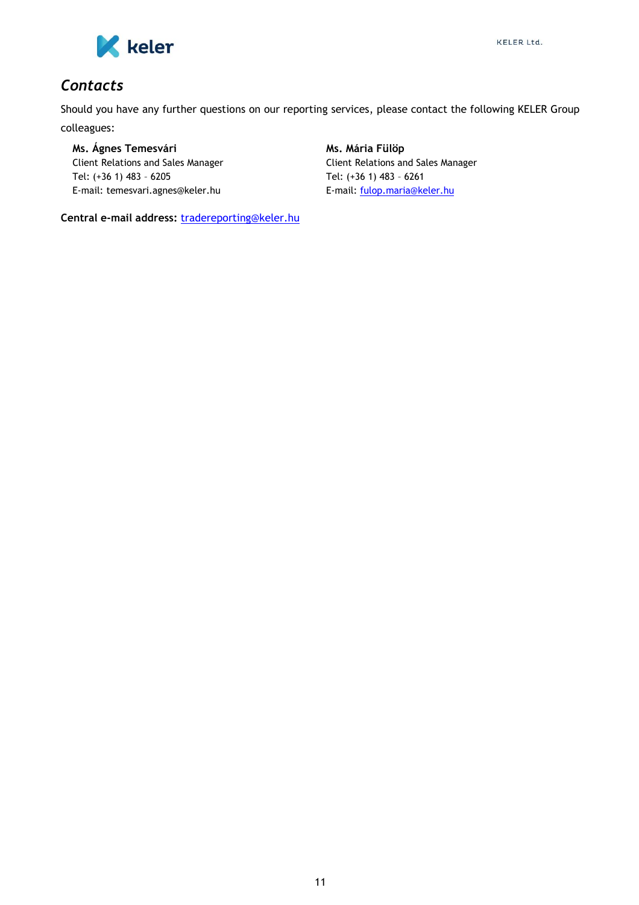## *Contacts*

Should you have any further questions on our reporting services, please contact the following KELER Group colleagues:

**Ms. Ágnes Temesvári**
Client Relations and Sales Manager
Tel: (+36 1) 483 – 6205
E-mail: temesvari.agnes@keler.hu

**Ms. Mária Fülöp**
Client Relations and Sales Manager
Tel: (+36 1) 483 – 6261
E-mail: fulop.maria@keler.hu

**Central e-mail address:** tradereporting@keler.hu